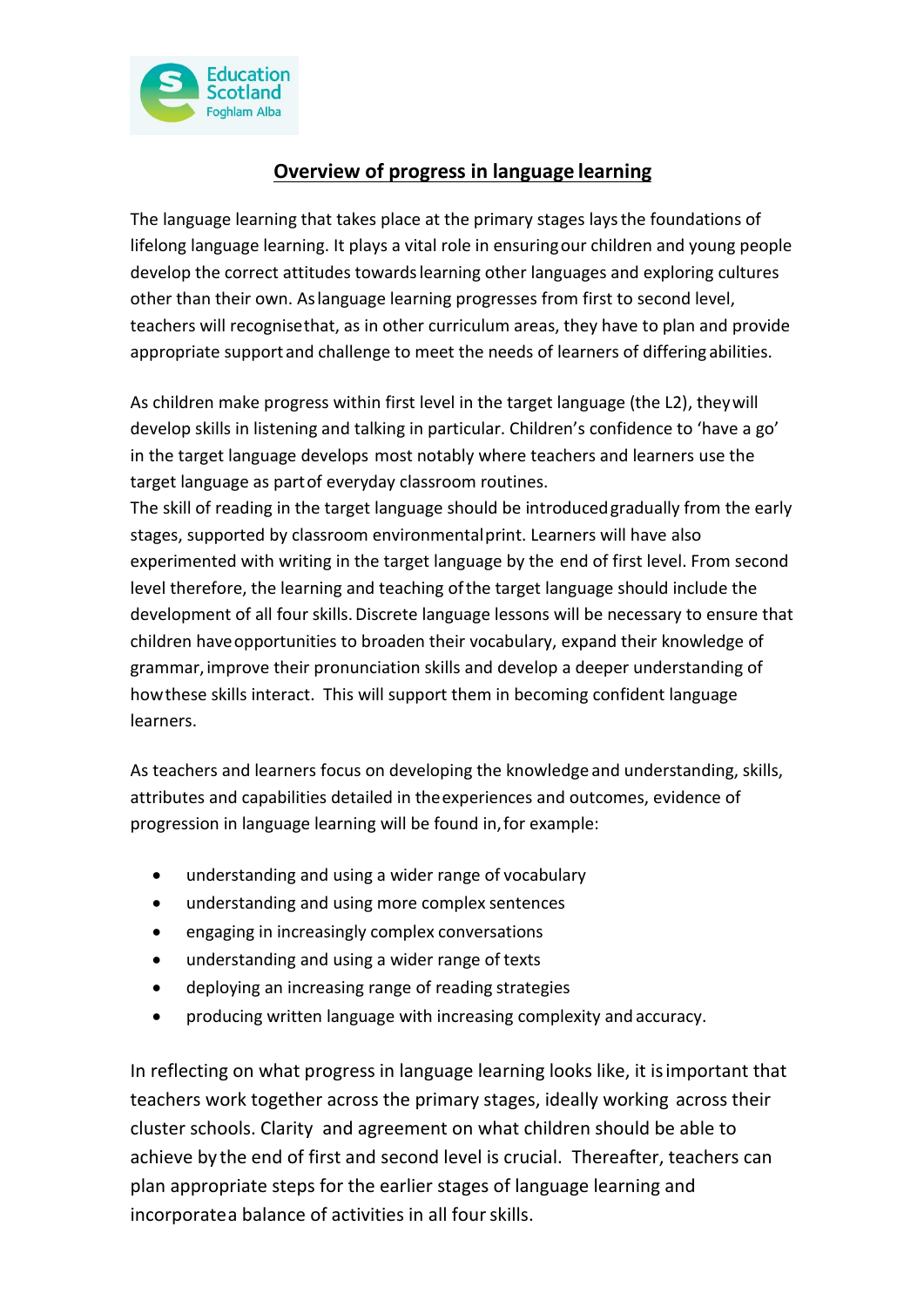## Overview of progress in language learning

The language learning that takes place at the primary stages lays the foundations of lifelong language learning. It plays a vital role in ensuring our children and young people develop the correct attitudes towards learning other languages and exploring cultures other than their own. As language learning progresses from first to second level, teachers will recognise that, as in other curriculum areas, they have to plan and provide appropriate support and challenge to meet the needs of learners of differing abilities.

As children make progress within first level in the target language (the L2), they will develop skills in listening and talking in particular. Children's confidence to 'have a go' in the target language develops most notably where teachers and learners use the target language as part of everyday classroom routines.
The skill of reading in the target language should be introduced gradually from the early stages, supported by classroom environmental print. Learners will have also experimented with writing in the target language by the end of first level. From second level therefore, the learning and teaching of the target language should include the development of all four skills. Discrete language lessons will be necessary to ensure that children have opportunities to broaden their vocabulary, expand their knowledge of grammar, improve their pronunciation skills and develop a deeper understanding of how these skills interact. This will support them in becoming confident language learners.

As teachers and learners focus on developing the knowledge and understanding, skills, attributes and capabilities detailed in the experiences and outcomes, evidence of progression in language learning will be found in, for example:

- understanding and using a wider range of vocabulary
- understanding and using more complex sentences
- engaging in increasingly complex conversations
- understanding and using a wider range of texts
- deploying an increasing range of reading strategies
- producing written language with increasing complexity and accuracy.

In reflecting on what progress in language learning looks like, it is important that teachers work together across the primary stages, ideally working across their cluster schools. Clarity and agreement on what children should be able to achieve by the end of first and second level is crucial. Thereafter, teachers can plan appropriate steps for the earlier stages of language learning and incorporate a balance of activities in all four skills.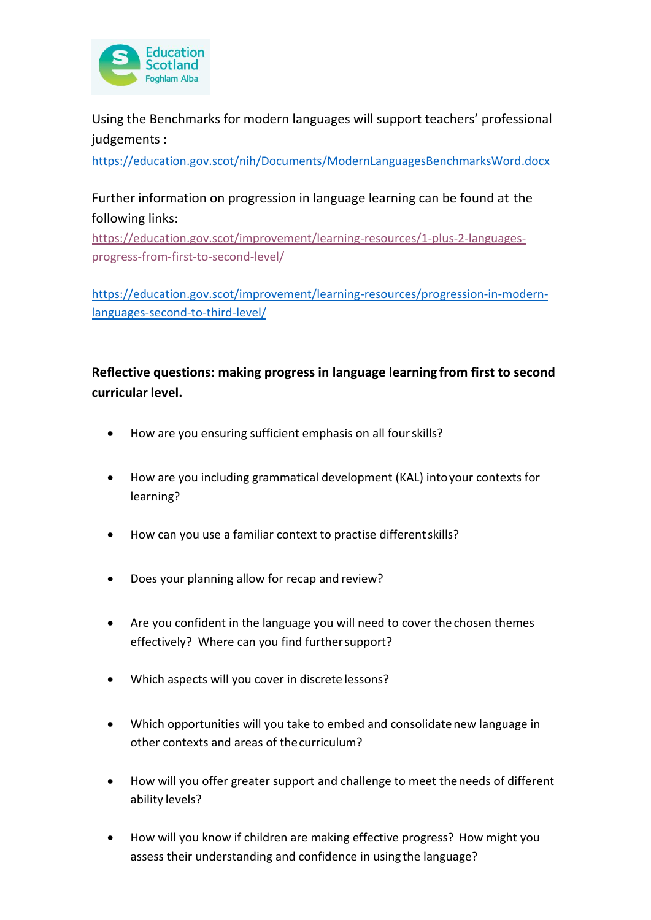Using the Benchmarks for modern languages will support teachers' professional judgements : https://education.gov.scot/nih/Documents/ModernLanguagesBenchmarksWord.docx

Further information on progression in language learning can be found at the following links: https://education.gov.scot/improvement/learning-resources/1-plus-2-languages-progress-from-first-to-second-level/

https://education.gov.scot/improvement/learning-resources/progression-in-modern-languages-second-to-third-level/

**Reflective questions: making progress in language learning from first to second curricular level.**

- How are you ensuring sufficient emphasis on all four skills?
- How are you including grammatical development (KAL) into your contexts for learning?
- How can you use a familiar context to practise different skills?
- Does your planning allow for recap and review?
- Are you confident in the language you will need to cover the chosen themes effectively? Where can you find further support?
- Which aspects will you cover in discrete lessons?
- Which opportunities will you take to embed and consolidate new language in other contexts and areas of the curriculum?
- How will you offer greater support and challenge to meet the needs of different ability levels?
- How will you know if children are making effective progress? How might you assess their understanding and confidence in using the language?